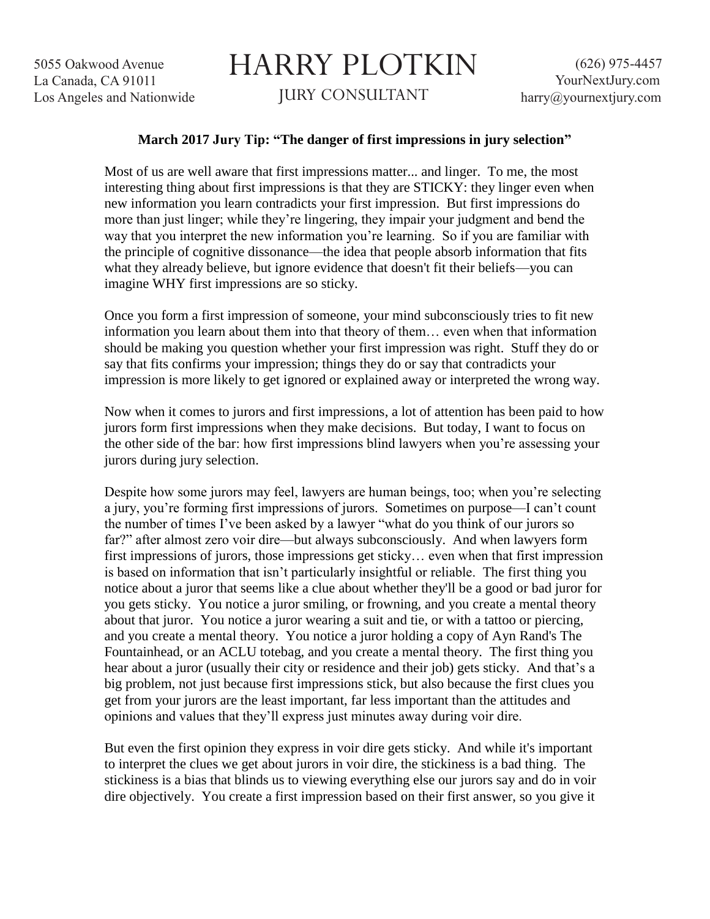5055 Oakwood Avenue
La Canada, CA 91011
Los Angeles and Nationwide

# HARRY PLOTKIN

JURY CONSULTANT

(626) 975-4457
YourNextJury.com
harry@yournextjury.com

**March 2017 Jury Tip: "The danger of first impressions in jury selection"**

Most of us are well aware that first impressions matter... and linger. To me, the most interesting thing about first impressions is that they are STICKY: they linger even when new information you learn contradicts your first impression. But first impressions do more than just linger; while they're lingering, they impair your judgment and bend the way that you interpret the new information you're learning. So if you are familiar with the principle of cognitive dissonance—the idea that people absorb information that fits what they already believe, but ignore evidence that doesn't fit their beliefs—you can imagine WHY first impressions are so sticky.

Once you form a first impression of someone, your mind subconsciously tries to fit new information you learn about them into that theory of them… even when that information should be making you question whether your first impression was right. Stuff they do or say that fits confirms your impression; things they do or say that contradicts your impression is more likely to get ignored or explained away or interpreted the wrong way.

Now when it comes to jurors and first impressions, a lot of attention has been paid to how jurors form first impressions when they make decisions. But today, I want to focus on the other side of the bar: how first impressions blind lawyers when you're assessing your jurors during jury selection.

Despite how some jurors may feel, lawyers are human beings, too; when you're selecting a jury, you're forming first impressions of jurors. Sometimes on purpose—I can't count the number of times I've been asked by a lawyer "what do you think of our jurors so far?" after almost zero voir dire—but always subconsciously. And when lawyers form first impressions of jurors, those impressions get sticky… even when that first impression is based on information that isn't particularly insightful or reliable. The first thing you notice about a juror that seems like a clue about whether they'll be a good or bad juror for you gets sticky. You notice a juror smiling, or frowning, and you create a mental theory about that juror. You notice a juror wearing a suit and tie, or with a tattoo or piercing, and you create a mental theory. You notice a juror holding a copy of Ayn Rand's The Fountainhead, or an ACLU totebag, and you create a mental theory. The first thing you hear about a juror (usually their city or residence and their job) gets sticky. And that's a big problem, not just because first impressions stick, but also because the first clues you get from your jurors are the least important, far less important than the attitudes and opinions and values that they'll express just minutes away during voir dire.

But even the first opinion they express in voir dire gets sticky. And while it's important to interpret the clues we get about jurors in voir dire, the stickiness is a bad thing. The stickiness is a bias that blinds us to viewing everything else our jurors say and do in voir dire objectively. You create a first impression based on their first answer, so you give it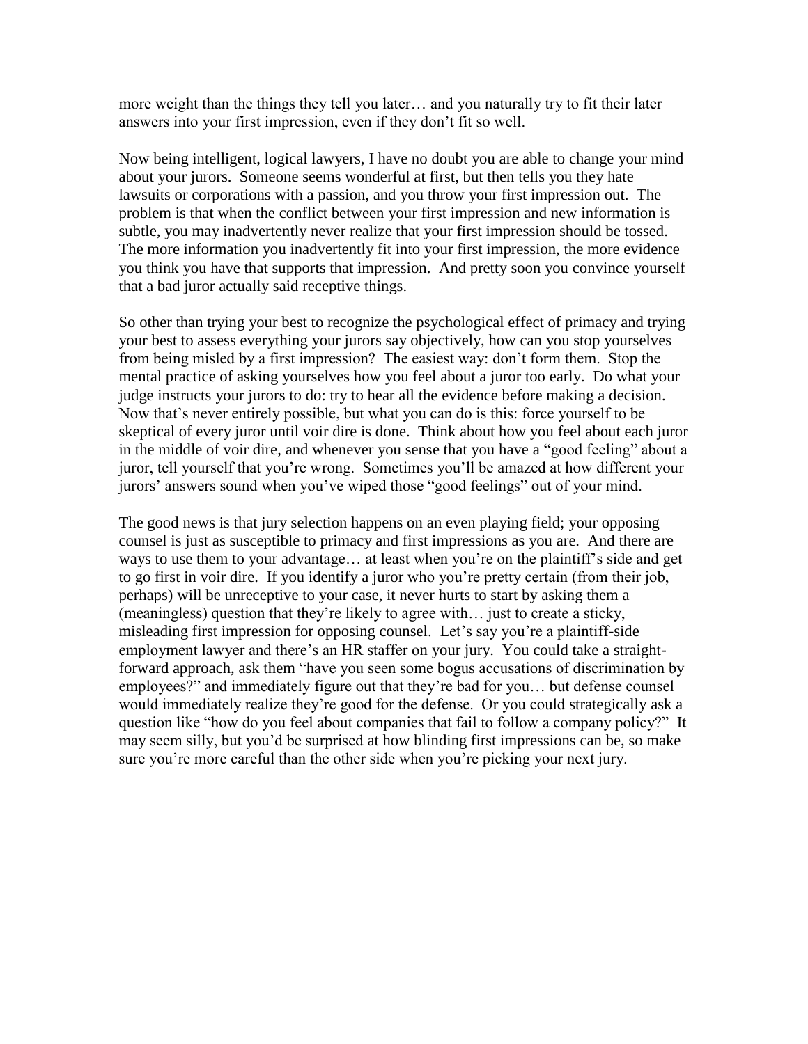more weight than the things they tell you later… and you naturally try to fit their later answers into your first impression, even if they don't fit so well.

Now being intelligent, logical lawyers, I have no doubt you are able to change your mind about your jurors. Someone seems wonderful at first, but then tells you they hate lawsuits or corporations with a passion, and you throw your first impression out. The problem is that when the conflict between your first impression and new information is subtle, you may inadvertently never realize that your first impression should be tossed. The more information you inadvertently fit into your first impression, the more evidence you think you have that supports that impression. And pretty soon you convince yourself that a bad juror actually said receptive things.

So other than trying your best to recognize the psychological effect of primacy and trying your best to assess everything your jurors say objectively, how can you stop yourselves from being misled by a first impression? The easiest way: don't form them. Stop the mental practice of asking yourselves how you feel about a juror too early. Do what your judge instructs your jurors to do: try to hear all the evidence before making a decision. Now that's never entirely possible, but what you can do is this: force yourself to be skeptical of every juror until voir dire is done. Think about how you feel about each juror in the middle of voir dire, and whenever you sense that you have a "good feeling" about a juror, tell yourself that you're wrong. Sometimes you'll be amazed at how different your jurors' answers sound when you've wiped those "good feelings" out of your mind.

The good news is that jury selection happens on an even playing field; your opposing counsel is just as susceptible to primacy and first impressions as you are. And there are ways to use them to your advantage… at least when you're on the plaintiff's side and get to go first in voir dire. If you identify a juror who you're pretty certain (from their job, perhaps) will be unreceptive to your case, it never hurts to start by asking them a (meaningless) question that they're likely to agree with… just to create a sticky, misleading first impression for opposing counsel. Let's say you're a plaintiff-side employment lawyer and there's an HR staffer on your jury. You could take a straight-forward approach, ask them "have you seen some bogus accusations of discrimination by employees?" and immediately figure out that they're bad for you… but defense counsel would immediately realize they're good for the defense. Or you could strategically ask a question like "how do you feel about companies that fail to follow a company policy?" It may seem silly, but you'd be surprised at how blinding first impressions can be, so make sure you're more careful than the other side when you're picking your next jury.